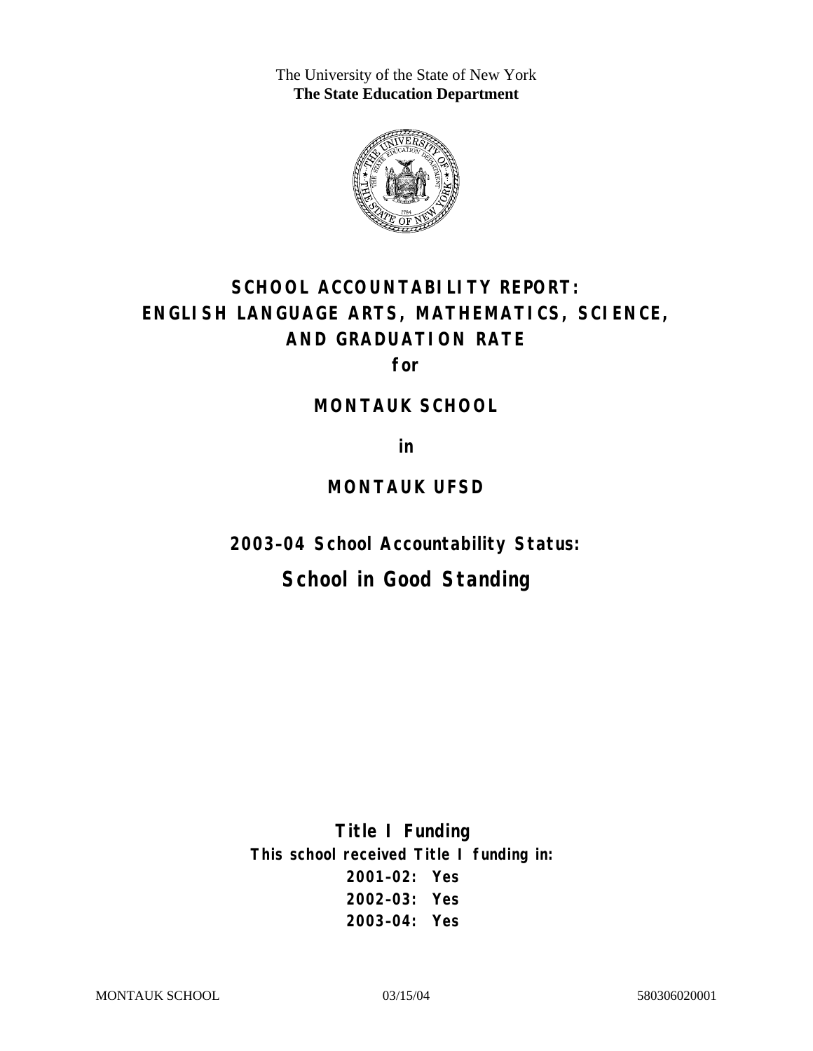The University of the State of New York
**The State Education Department**

# SCHOOL ACCOUNTABILITY REPORT: ENGLISH LANGUAGE ARTS, MATHEMATICS, SCIENCE, AND GRADUATION RATE

**for**

## MONTAUK SCHOOL

**in**

## MONTAUK UFSD

**2003–04 School Accountability Status:**

## School in Good Standing

**Title I Funding**

**This school received Title I funding in:**

**2001–02: Yes**
**2002–03: Yes**
**2003–04: Yes**

MONTAUK SCHOOL 03/15/04 580306020001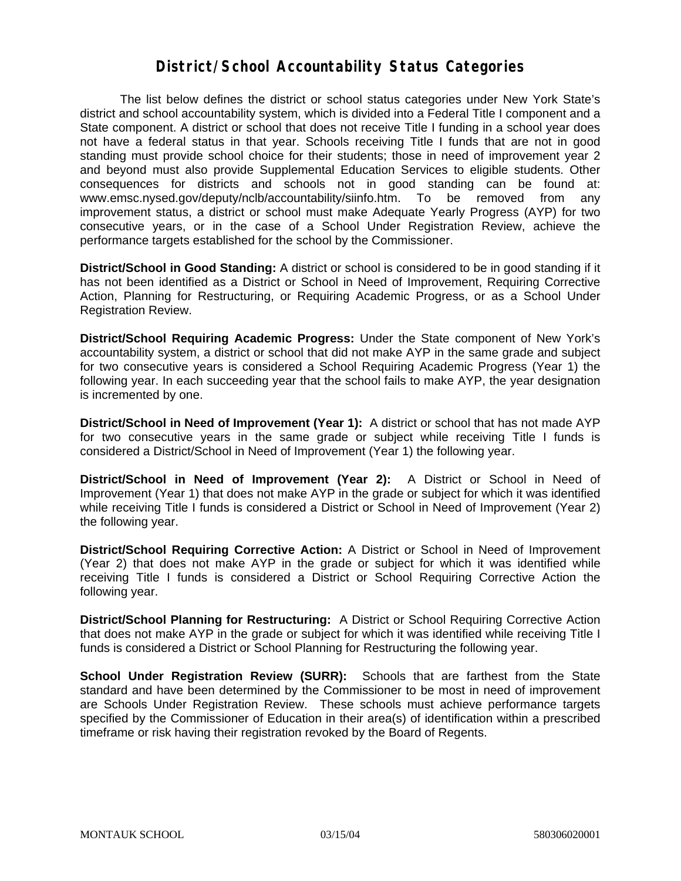# District/School Accountability Status Categories

The list below defines the district or school status categories under New York State's district and school accountability system, which is divided into a Federal Title I component and a State component. A district or school that does not receive Title I funding in a school year does not have a federal status in that year. Schools receiving Title I funds that are not in good standing must provide school choice for their students; those in need of improvement year 2 and beyond must also provide Supplemental Education Services to eligible students. Other consequences for districts and schools not in good standing can be found at: www.emsc.nysed.gov/deputy/nclb/accountability/siinfo.htm. To be removed from any improvement status, a district or school must make Adequate Yearly Progress (AYP) for two consecutive years, or in the case of a School Under Registration Review, achieve the performance targets established for the school by the Commissioner.

**District/School in Good Standing:** A district or school is considered to be in good standing if it has not been identified as a District or School in Need of Improvement, Requiring Corrective Action, Planning for Restructuring, or Requiring Academic Progress, or as a School Under Registration Review.

**District/School Requiring Academic Progress:** Under the State component of New York's accountability system, a district or school that did not make AYP in the same grade and subject for two consecutive years is considered a School Requiring Academic Progress (Year 1) the following year. In each succeeding year that the school fails to make AYP, the year designation is incremented by one.

**District/School in Need of Improvement (Year 1):** A district or school that has not made AYP for two consecutive years in the same grade or subject while receiving Title I funds is considered a District/School in Need of Improvement (Year 1) the following year.

**District/School in Need of Improvement (Year 2):** A District or School in Need of Improvement (Year 1) that does not make AYP in the grade or subject for which it was identified while receiving Title I funds is considered a District or School in Need of Improvement (Year 2) the following year.

**District/School Requiring Corrective Action:** A District or School in Need of Improvement (Year 2) that does not make AYP in the grade or subject for which it was identified while receiving Title I funds is considered a District or School Requiring Corrective Action the following year.

**District/School Planning for Restructuring:** A District or School Requiring Corrective Action that does not make AYP in the grade or subject for which it was identified while receiving Title I funds is considered a District or School Planning for Restructuring the following year.

**School Under Registration Review (SURR):** Schools that are farthest from the State standard and have been determined by the Commissioner to be most in need of improvement are Schools Under Registration Review. These schools must achieve performance targets specified by the Commissioner of Education in their area(s) of identification within a prescribed timeframe or risk having their registration revoked by the Board of Regents.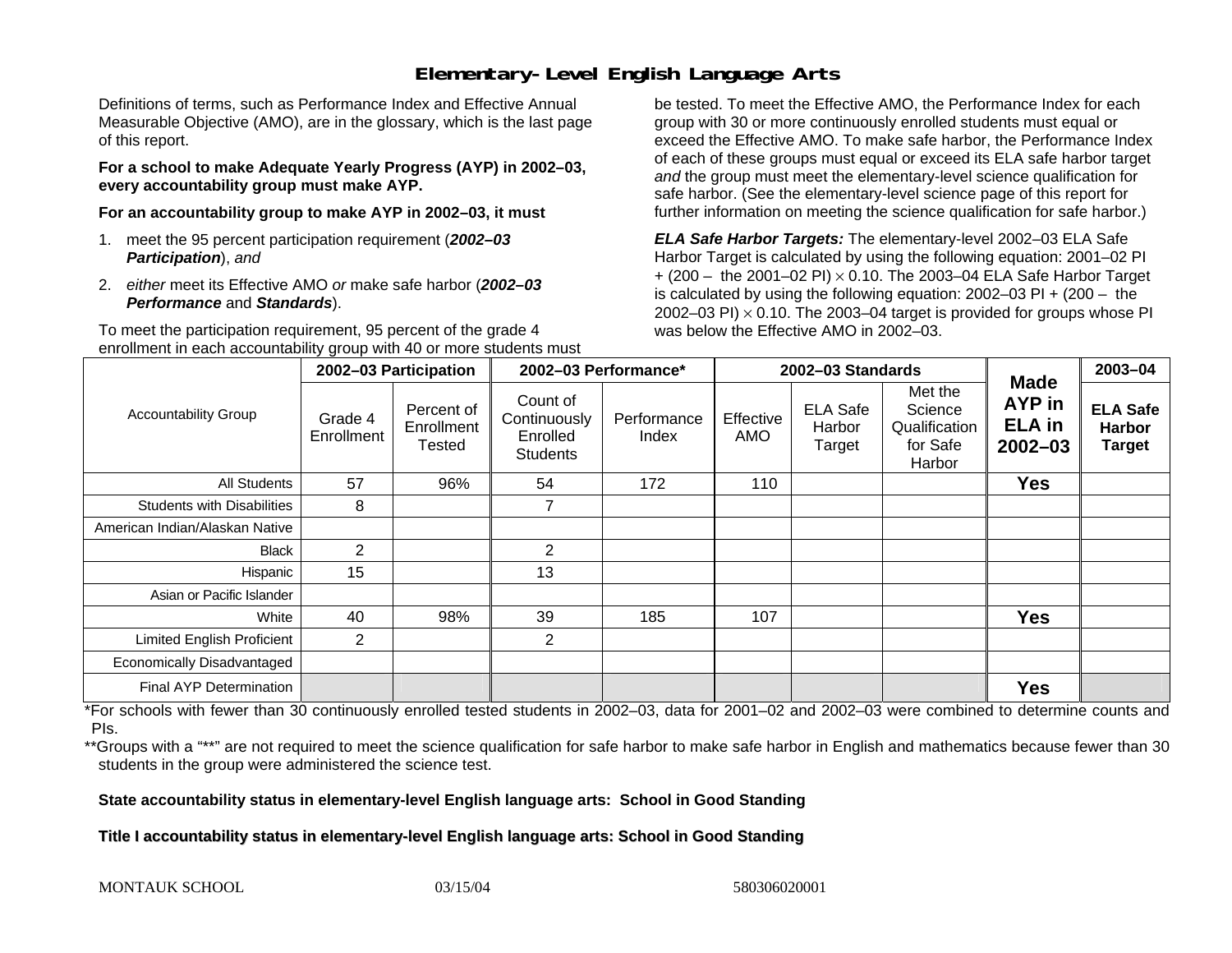# Elementary-Level English Language Arts

Definitions of terms, such as Performance Index and Effective Annual Measurable Objective (AMO), are in the glossary, which is the last page of this report.

**For a school to make Adequate Yearly Progress (AYP) in 2002–03, every accountability group must make AYP.**

**For an accountability group to make AYP in 2002–03, it must**

1. meet the 95 percent participation requirement (***2002–03 Participation***), *and*
2. *either* meet its Effective AMO *or* make safe harbor (***2002–03 Performance*** and ***Standards***).

To meet the participation requirement, 95 percent of the grade 4 enrollment in each accountability group with 40 or more students must be tested. To meet the Effective AMO, the Performance Index for each group with 30 or more continuously enrolled students must equal or exceed the Effective AMO. To make safe harbor, the Performance Index of each of these groups must equal or exceed its ELA safe harbor target *and* the group must meet the elementary-level science qualification for safe harbor. (See the elementary-level science page of this report for further information on meeting the science qualification for safe harbor.)

***ELA Safe Harbor Targets:*** The elementary-level 2002–03 ELA Safe Harbor Target is calculated by using the following equation: 2001–02 PI + (200 – the 2001–02 PI) × 0.10. The 2003–04 ELA Safe Harbor Target is calculated by using the following equation: 2002–03 PI + (200 – the 2002–03 PI) × 0.10. The 2003–04 target is provided for groups whose PI was below the Effective AMO in 2002–03.

| Accountability Group | 2002–03 Participation | | 2002–03 Performance* | | 2002–03 Standards | | | Made AYP in ELA in 2002–03 | 2003–04 |
|---|---|---|---|---|---|---|---|---|---|
| | Grade 4 Enrollment | Percent of Enrollment Tested | Count of Continuously Enrolled Students | Performance Index | Effective AMO | ELA Safe Harbor Target | Met the Science Qualification for Safe Harbor | | ELA Safe Harbor Target |
| All Students | 57 | 96% | 54 | 172 | 110 | | | Yes | |
| Students with Disabilities | 8 | | 7 | | | | | | |
| American Indian/Alaskan Native | | | | | | | | | |
| Black | 2 | | 2 | | | | | | |
| Hispanic | 15 | | 13 | | | | | | |
| Asian or Pacific Islander | | | | | | | | | |
| White | 40 | 98% | 39 | 185 | 107 | | | Yes | |
| Limited English Proficient | 2 | | 2 | | | | | | |
| Economically Disadvantaged | | | | | | | | | |
| Final AYP Determination | | | | | | | | Yes | |

*For schools with fewer than 30 continuously enrolled tested students in 2002–03, data for 2001–02 and 2002–03 were combined to determine counts and PIs.

**Groups with a "**" are not required to meet the science qualification for safe harbor to make safe harbor in English and mathematics because fewer than 30 students in the group were administered the science test.

**State accountability status in elementary-level English language arts: School in Good Standing**

**Title I accountability status in elementary-level English language arts: School in Good Standing**

MONTAUK SCHOOL 03/15/04 580306020001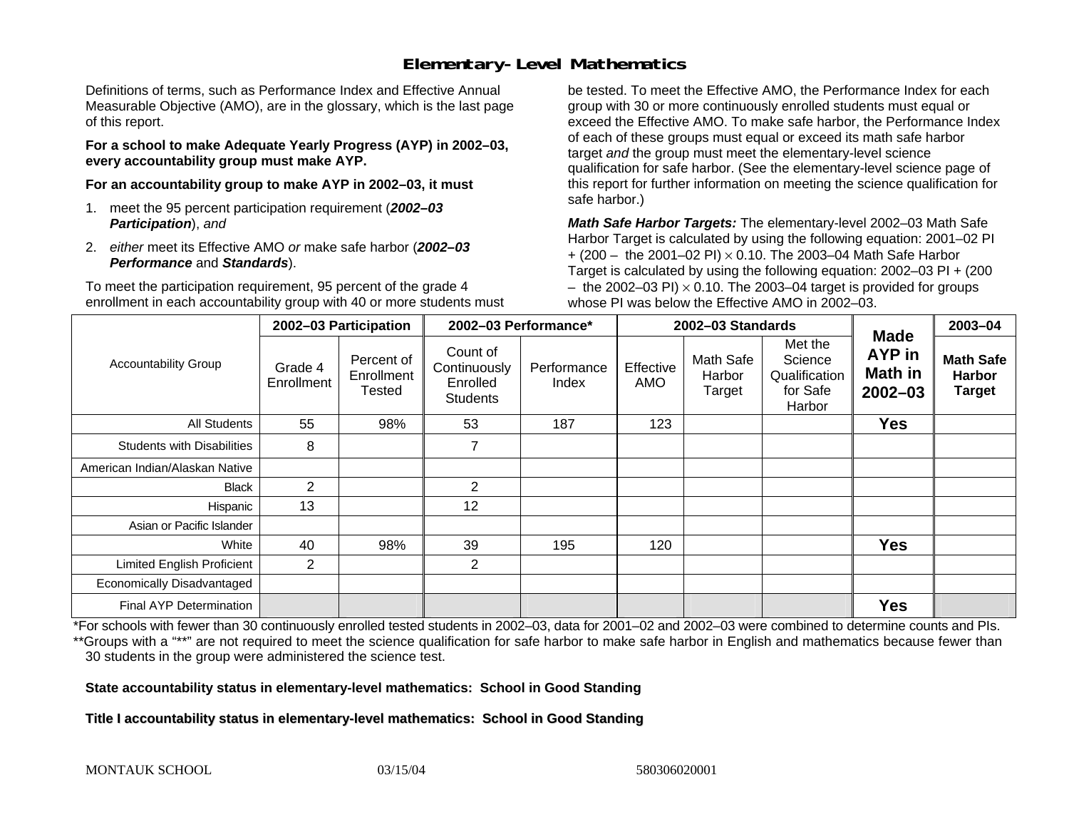## Elementary-Level Mathematics

Definitions of terms, such as Performance Index and Effective Annual Measurable Objective (AMO), are in the glossary, which is the last page of this report.

**For a school to make Adequate Yearly Progress (AYP) in 2002–03, every accountability group must make AYP.**

**For an accountability group to make AYP in 2002–03, it must**

1. meet the 95 percent participation requirement (***2002–03 Participation***), *and*
2. *either* meet its Effective AMO *or* make safe harbor (***2002–03 Performance*** and ***Standards***).

To meet the participation requirement, 95 percent of the grade 4 enrollment in each accountability group with 40 or more students must be tested. To meet the Effective AMO, the Performance Index for each group with 30 or more continuously enrolled students must equal or exceed the Effective AMO. To make safe harbor, the Performance Index of each of these groups must equal or exceed its math safe harbor target *and* the group must meet the elementary-level science qualification for safe harbor. (See the elementary-level science page of this report for further information on meeting the science qualification for safe harbor.)

***Math Safe Harbor Targets:*** The elementary-level 2002–03 Math Safe Harbor Target is calculated by using the following equation: 2001–02 PI + (200 – the 2001–02 PI) $\times$ 0.10. The 2003–04 Math Safe Harbor Target is calculated by using the following equation: 2002–03 PI + (200 – the 2002–03 PI) $\times$ 0.10. The 2003–04 target is provided for groups whose PI was below the Effective AMO in 2002–03.

| Accountability Group | 2002–03 Participation | | 2002–03 Performance* | | 2002–03 Standards | | | Made AYP in Math in 2002–03 | 2003–04 |
|---|---|---|---|---|---|---|---|---|---|
| | Grade 4 Enrollment | Percent of Enrollment Tested | Count of Continuously Enrolled Students | Performance Index | Effective AMO | Math Safe Harbor Target | Met the Science Qualification for Safe Harbor | | Math Safe Harbor Target |
| All Students | 55 | 98% | 53 | 187 | 123 | | | **Yes** | |
| Students with Disabilities | 8 | | 7 | | | | | | |
| American Indian/Alaskan Native | | | | | | | | | |
| Black | 2 | | 2 | | | | | | |
| Hispanic | 13 | | 12 | | | | | | |
| Asian or Pacific Islander | | | | | | | | | |
| White | 40 | 98% | 39 | 195 | 120 | | | **Yes** | |
| Limited English Proficient | 2 | | 2 | | | | | | |
| Economically Disadvantaged | | | | | | | | | |
| Final AYP Determination | | | | | | | | **Yes** | |

*For schools with fewer than 30 continuously enrolled tested students in 2002–03, data for 2001–02 and 2002–03 were combined to determine counts and PIs.

**Groups with a "**" are not required to meet the science qualification for safe harbor to make safe harbor in English and mathematics because fewer than 30 students in the group were administered the science test.

**State accountability status in elementary-level mathematics: School in Good Standing**

**Title I accountability status in elementary-level mathematics: School in Good Standing**

MONTAUK SCHOOL 03/15/04 580306020001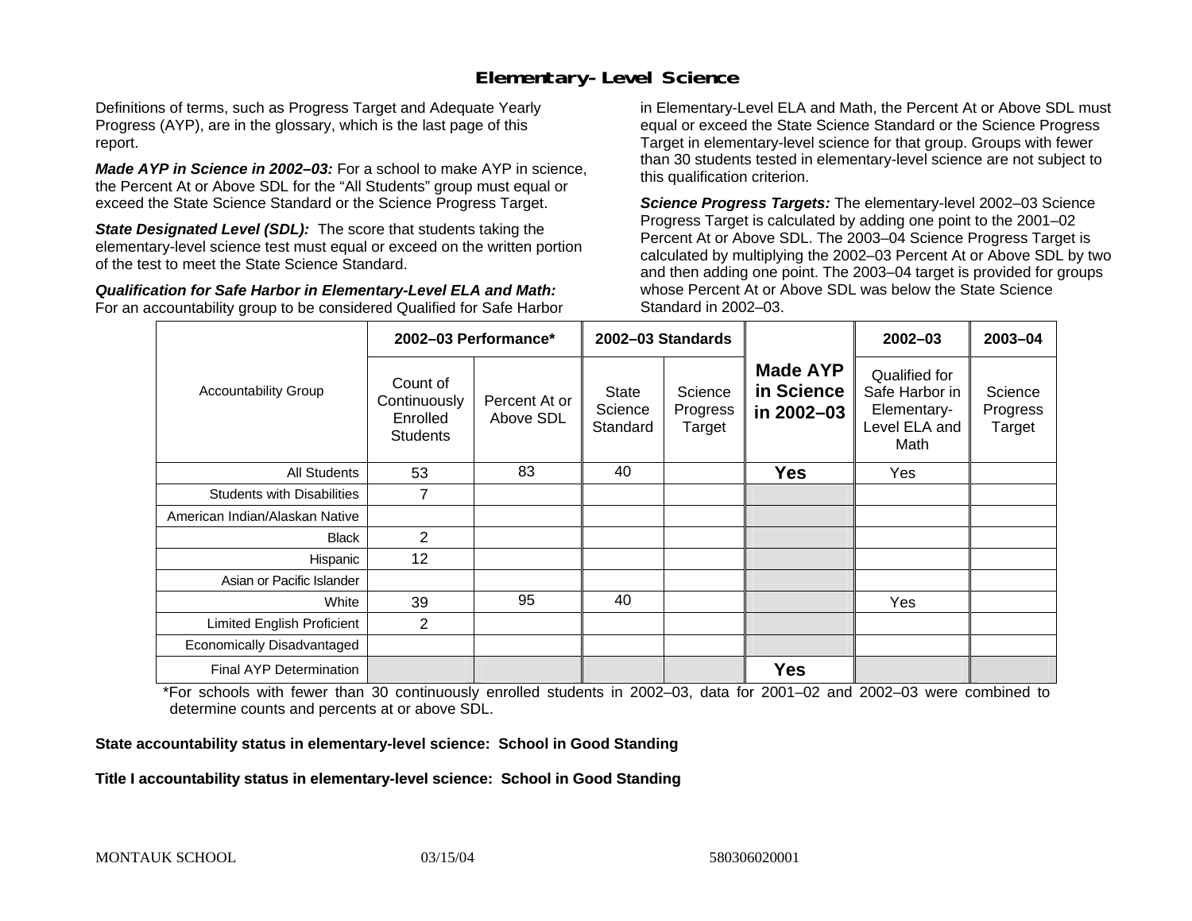# Elementary-Level Science

Definitions of terms, such as Progress Target and Adequate Yearly Progress (AYP), are in the glossary, which is the last page of this report.

***Made AYP in Science in 2002–03:*** For a school to make AYP in science, the Percent At or Above SDL for the "All Students" group must equal or exceed the State Science Standard or the Science Progress Target.

***State Designated Level (SDL):*** The score that students taking the elementary-level science test must equal or exceed on the written portion of the test to meet the State Science Standard.

***Qualification for Safe Harbor in Elementary-Level ELA and Math:*** For an accountability group to be considered Qualified for Safe Harbor in Elementary-Level ELA and Math, the Percent At or Above SDL must equal or exceed the State Science Standard or the Science Progress Target in elementary-level science for that group. Groups with fewer than 30 students tested in elementary-level science are not subject to this qualification criterion.

***Science Progress Targets:*** The elementary-level 2002–03 Science Progress Target is calculated by adding one point to the 2001–02 Percent At or Above SDL. The 2003–04 Science Progress Target is calculated by multiplying the 2002–03 Percent At or Above SDL by two and then adding one point. The 2003–04 target is provided for groups whose Percent At or Above SDL was below the State Science Standard in 2002–03.

| Accountability Group | 2002–03 Performance* | | 2002–03 Standards | | Made AYP in Science in 2002–03 | 2002–03 | 2003–04 |
|---|---|---|---|---|---|---|---|
| | Count of Continuously Enrolled Students | Percent At or Above SDL | State Science Standard | Science Progress Target | | Qualified for Safe Harbor in Elementary-Level ELA and Math | Science Progress Target |
| All Students | 53 | 83 | 40 | | **Yes** | Yes | |
| Students with Disabilities | 7 | | | | | | |
| American Indian/Alaskan Native | | | | | | | |
| Black | 2 | | | | | | |
| Hispanic | 12 | | | | | | |
| Asian or Pacific Islander | | | | | | | |
| White | 39 | 95 | 40 | | | Yes | |
| Limited English Proficient | 2 | | | | | | |
| Economically Disadvantaged | | | | | | | |
| Final AYP Determination | | | | | **Yes** | | |

*For schools with fewer than 30 continuously enrolled students in 2002–03, data for 2001–02 and 2002–03 were combined to determine counts and percents at or above SDL.

**State accountability status in elementary-level science: School in Good Standing**

**Title I accountability status in elementary-level science: School in Good Standing**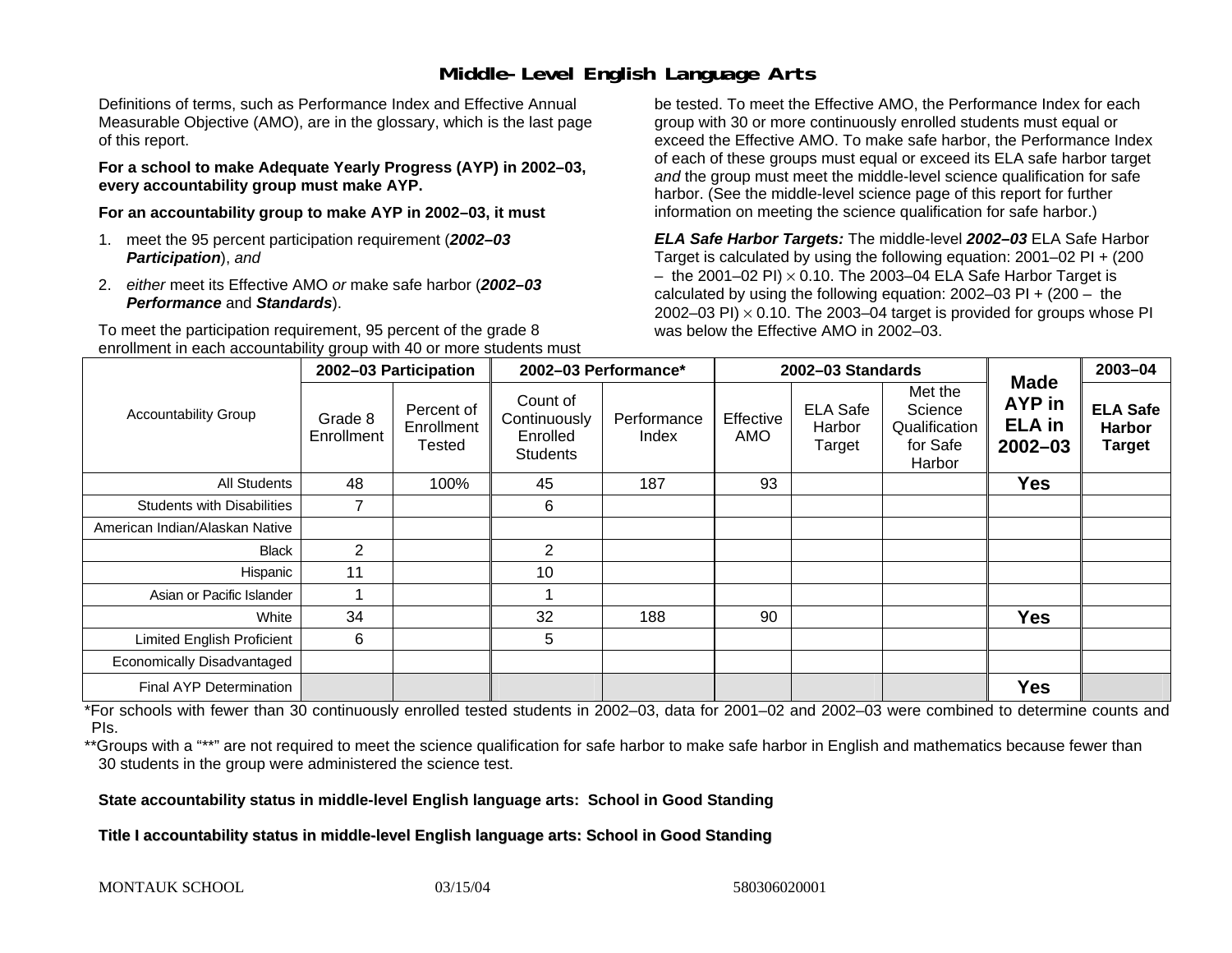# Middle-Level English Language Arts

Definitions of terms, such as Performance Index and Effective Annual Measurable Objective (AMO), are in the glossary, which is the last page of this report.

**For a school to make Adequate Yearly Progress (AYP) in 2002–03, every accountability group must make AYP.**

**For an accountability group to make AYP in 2002–03, it must**

1. meet the 95 percent participation requirement (***2002–03 Participation***), *and*
2. *either* meet its Effective AMO *or* make safe harbor (***2002–03 Performance*** and ***Standards***).

To meet the participation requirement, 95 percent of the grade 8 enrollment in each accountability group with 40 or more students must be tested. To meet the Effective AMO, the Performance Index for each group with 30 or more continuously enrolled students must equal or exceed the Effective AMO. To make safe harbor, the Performance Index of each of these groups must equal or exceed its ELA safe harbor target *and* the group must meet the middle-level science qualification for safe harbor. (See the middle-level science page of this report for further information on meeting the science qualification for safe harbor.)

***ELA Safe Harbor Targets:*** The middle-level ***2002–03*** ELA Safe Harbor Target is calculated by using the following equation: 2001–02 PI + (200 – the 2001–02 PI) $\times$ 0.10. The 2003–04 ELA Safe Harbor Target is calculated by using the following equation: 2002–03 PI + (200 – the 2002–03 PI) $\times$ 0.10. The 2003–04 target is provided for groups whose PI was below the Effective AMO in 2002–03.

| Accountability Group | 2002–03 Participation | | 2002–03 Performance* | | 2002–03 Standards | | | Made AYP in ELA in 2002–03 | 2003–04 |
|---|---|---|---|---|---|---|---|---|---|
| | Grade 8 Enrollment | Percent of Enrollment Tested | Count of Continuously Enrolled Students | Performance Index | Effective AMO | ELA Safe Harbor Target | Met the Science Qualification for Safe Harbor | | ELA Safe Harbor Target |
| All Students | 48 | 100% | 45 | 187 | 93 | | | **Yes** | |
| Students with Disabilities | 7 | | 6 | | | | | | |
| American Indian/Alaskan Native | | | | | | | | | |
| Black | 2 | | 2 | | | | | | |
| Hispanic | 11 | | 10 | | | | | | |
| Asian or Pacific Islander | 1 | | 1 | | | | | | |
| White | 34 | | 32 | 188 | 90 | | | **Yes** | |
| Limited English Proficient | 6 | | 5 | | | | | | |
| Economically Disadvantaged | | | | | | | | | |
| Final AYP Determination | | | | | | | | **Yes** | |

*For schools with fewer than 30 continuously enrolled tested students in 2002–03, data for 2001–02 and 2002–03 were combined to determine counts and PIs.

**Groups with a "**" are not required to meet the science qualification for safe harbor to make safe harbor in English and mathematics because fewer than 30 students in the group were administered the science test.

**State accountability status in middle-level English language arts: School in Good Standing**

**Title I accountability status in middle-level English language arts: School in Good Standing**

MONTAUK SCHOOL 03/15/04 580306020001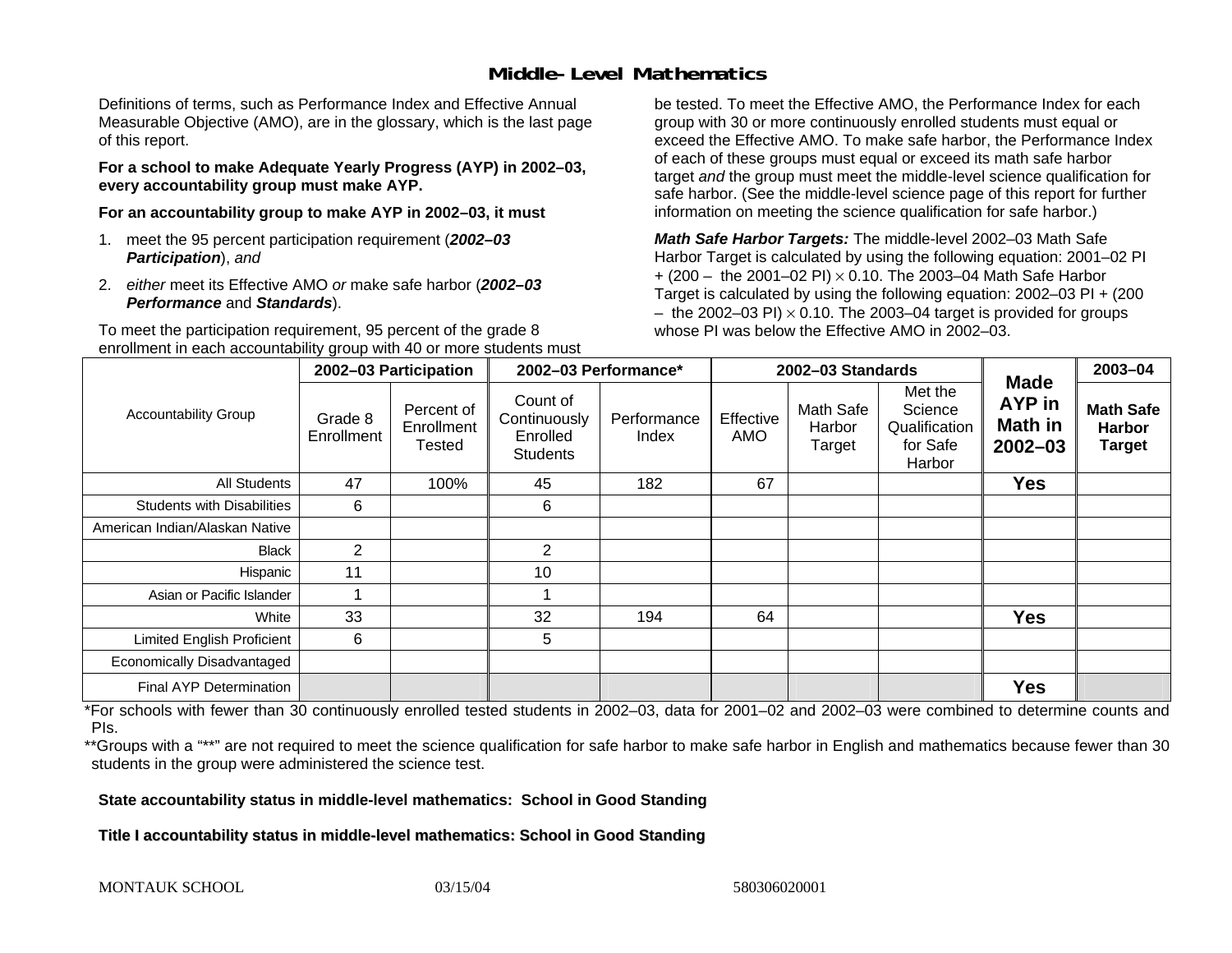# Middle-Level Mathematics

Definitions of terms, such as Performance Index and Effective Annual Measurable Objective (AMO), are in the glossary, which is the last page of this report.

**For a school to make Adequate Yearly Progress (AYP) in 2002–03, every accountability group must make AYP.**

**For an accountability group to make AYP in 2002–03, it must**

1. meet the 95 percent participation requirement (***2002–03 Participation***), *and*
2. *either* meet its Effective AMO *or* make safe harbor (***2002–03 Performance*** and ***Standards***).

To meet the participation requirement, 95 percent of the grade 8 enrollment in each accountability group with 40 or more students must be tested. To meet the Effective AMO, the Performance Index for each group with 30 or more continuously enrolled students must equal or exceed the Effective AMO. To make safe harbor, the Performance Index of each of these groups must equal or exceed its math safe harbor target *and* the group must meet the middle-level science qualification for safe harbor. (See the middle-level science page of this report for further information on meeting the science qualification for safe harbor.)

***Math Safe Harbor Targets:*** The middle-level 2002–03 Math Safe Harbor Target is calculated by using the following equation: 2001–02 PI + (200 – the 2001–02 PI) × 0.10. The 2003–04 Math Safe Harbor Target is calculated by using the following equation: 2002–03 PI + (200 – the 2002–03 PI) × 0.10. The 2003–04 target is provided for groups whose PI was below the Effective AMO in 2002–03.

| Accountability Group | 2002–03 Participation | | 2002–03 Performance* | | 2002–03 Standards | | | Made AYP in Math in 2002–03 | 2003–04 |
|---|---|---|---|---|---|---|---|---|---|
| | Grade 8 Enrollment | Percent of Enrollment Tested | Count of Continuously Enrolled Students | Performance Index | Effective AMO | Math Safe Harbor Target | Met the Science Qualification for Safe Harbor | | Math Safe Harbor Target |
| All Students | 47 | 100% | 45 | 182 | 67 | | | Yes | |
| Students with Disabilities | 6 | | 6 | | | | | | |
| American Indian/Alaskan Native | | | | | | | | | |
| Black | 2 | | 2 | | | | | | |
| Hispanic | 11 | | 10 | | | | | | |
| Asian or Pacific Islander | 1 | | 1 | | | | | | |
| White | 33 | | 32 | 194 | 64 | | | Yes | |
| Limited English Proficient | 6 | | 5 | | | | | | |
| Economically Disadvantaged | | | | | | | | | |
| Final AYP Determination | | | | | | | | Yes | |

*For schools with fewer than 30 continuously enrolled tested students in 2002–03, data for 2001–02 and 2002–03 were combined to determine counts and PIs.

**Groups with a "**" are not required to meet the science qualification for safe harbor to make safe harbor in English and mathematics because fewer than 30 students in the group were administered the science test.

**State accountability status in middle-level mathematics: School in Good Standing**

**Title I accountability status in middle-level mathematics: School in Good Standing**

MONTAUK SCHOOL 03/15/04 580306020001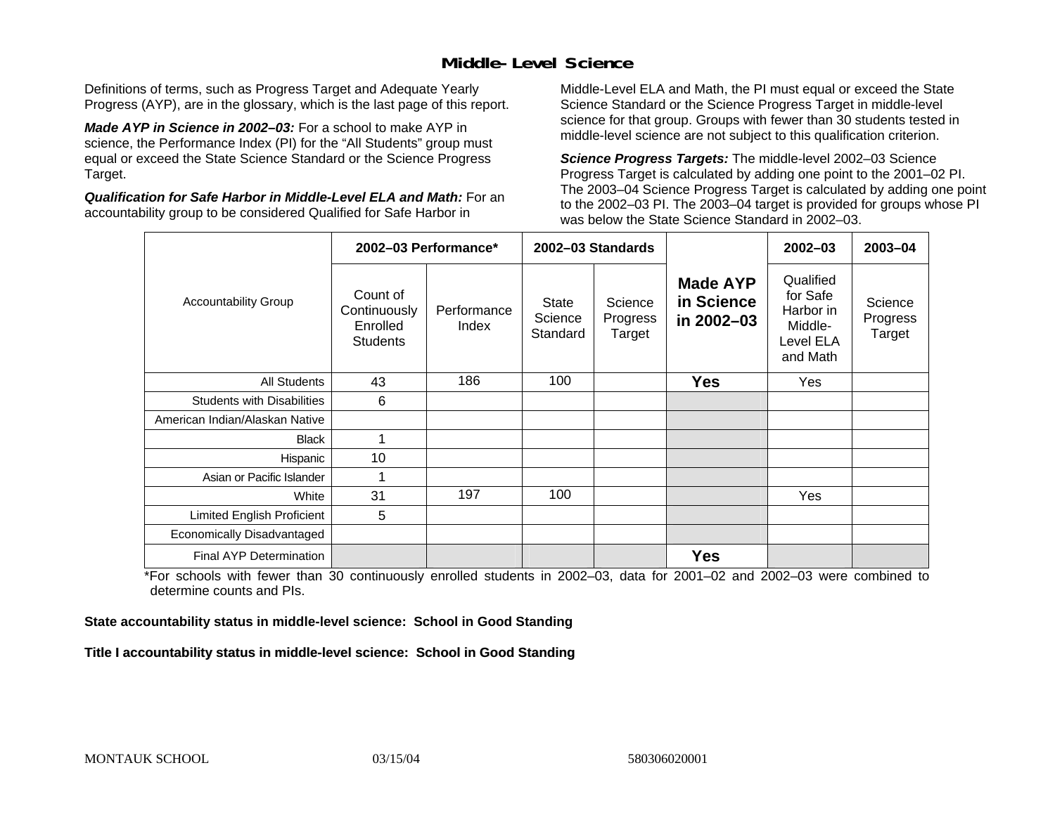## Middle-Level Science

Definitions of terms, such as Progress Target and Adequate Yearly Progress (AYP), are in the glossary, which is the last page of this report.

***Made AYP in Science in 2002–03:*** For a school to make AYP in science, the Performance Index (PI) for the "All Students" group must equal or exceed the State Science Standard or the Science Progress Target.

***Qualification for Safe Harbor in Middle-Level ELA and Math:*** For an accountability group to be considered Qualified for Safe Harbor in Middle-Level ELA and Math, the PI must equal or exceed the State Science Standard or the Science Progress Target in middle-level science for that group. Groups with fewer than 30 students tested in middle-level science are not subject to this qualification criterion.

***Science Progress Targets:*** The middle-level 2002–03 Science Progress Target is calculated by adding one point to the 2001–02 PI. The 2003–04 Science Progress Target is calculated by adding one point to the 2002–03 PI. The 2003–04 target is provided for groups whose PI was below the State Science Standard in 2002–03.

| Accountability Group | 2002–03 Performance* | | 2002–03 Standards | | Made AYP in Science in 2002–03 | 2002–03 | 2003–04 |
|---|---|---|---|---|---|---|---|
| | Count of Continuously Enrolled Students | Performance Index | State Science Standard | Science Progress Target | | Qualified for Safe Harbor in Middle-Level ELA and Math | Science Progress Target |
| All Students | 43 | 186 | 100 | | **Yes** | Yes | |
| Students with Disabilities | 6 | | | | | | |
| American Indian/Alaskan Native | | | | | | | |
| Black | 1 | | | | | | |
| Hispanic | 10 | | | | | | |
| Asian or Pacific Islander | 1 | | | | | | |
| White | 31 | 197 | 100 | | | Yes | |
| Limited English Proficient | 5 | | | | | | |
| Economically Disadvantaged | | | | | | | |
| Final AYP Determination | | | | | **Yes** | | |

*For schools with fewer than 30 continuously enrolled students in 2002–03, data for 2001–02 and 2002–03 were combined to determine counts and PIs.

**State accountability status in middle-level science: School in Good Standing**

**Title I accountability status in middle-level science: School in Good Standing**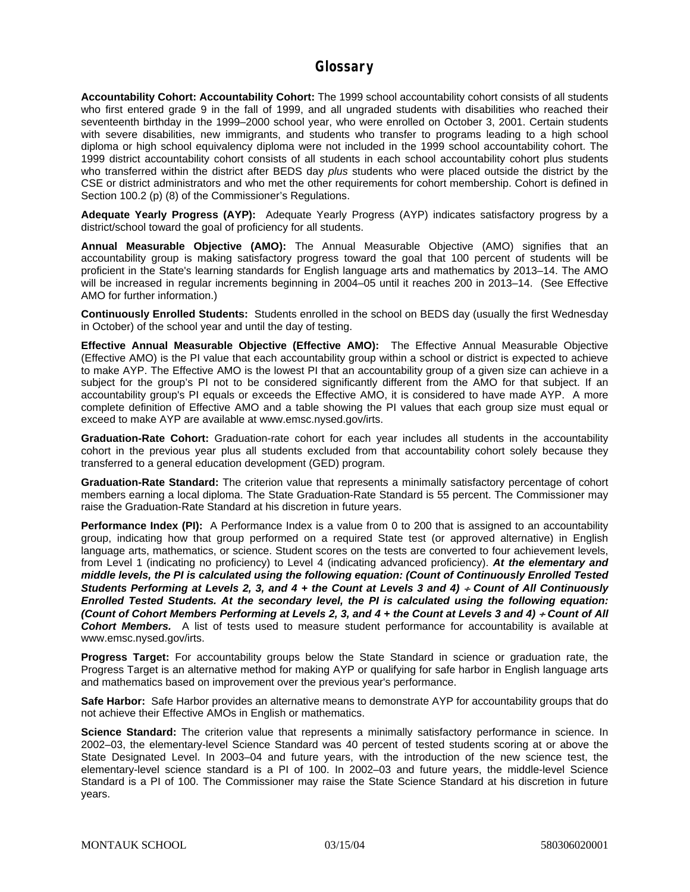# Glossary

**Accountability Cohort: Accountability Cohort:** The 1999 school accountability cohort consists of all students who first entered grade 9 in the fall of 1999, and all ungraded students with disabilities who reached their seventeenth birthday in the 1999–2000 school year, who were enrolled on October 3, 2001. Certain students with severe disabilities, new immigrants, and students who transfer to programs leading to a high school diploma or high school equivalency diploma were not included in the 1999 school accountability cohort. The 1999 district accountability cohort consists of all students in each school accountability cohort plus students who transferred within the district after BEDS day *plus* students who were placed outside the district by the CSE or district administrators and who met the other requirements for cohort membership. Cohort is defined in Section 100.2 (p) (8) of the Commissioner's Regulations.

**Adequate Yearly Progress (AYP):** Adequate Yearly Progress (AYP) indicates satisfactory progress by a district/school toward the goal of proficiency for all students.

**Annual Measurable Objective (AMO):** The Annual Measurable Objective (AMO) signifies that an accountability group is making satisfactory progress toward the goal that 100 percent of students will be proficient in the State's learning standards for English language arts and mathematics by 2013–14. The AMO will be increased in regular increments beginning in 2004–05 until it reaches 200 in 2013–14. (See Effective AMO for further information.)

**Continuously Enrolled Students:** Students enrolled in the school on BEDS day (usually the first Wednesday in October) of the school year and until the day of testing.

**Effective Annual Measurable Objective (Effective AMO):** The Effective Annual Measurable Objective (Effective AMO) is the PI value that each accountability group within a school or district is expected to achieve to make AYP. The Effective AMO is the lowest PI that an accountability group of a given size can achieve in a subject for the group's PI not to be considered significantly different from the AMO for that subject. If an accountability group's PI equals or exceeds the Effective AMO, it is considered to have made AYP. A more complete definition of Effective AMO and a table showing the PI values that each group size must equal or exceed to make AYP are available at www.emsc.nysed.gov/irts.

**Graduation-Rate Cohort:** Graduation-rate cohort for each year includes all students in the accountability cohort in the previous year plus all students excluded from that accountability cohort solely because they transferred to a general education development (GED) program.

**Graduation-Rate Standard:** The criterion value that represents a minimally satisfactory percentage of cohort members earning a local diploma. The State Graduation-Rate Standard is 55 percent. The Commissioner may raise the Graduation-Rate Standard at his discretion in future years.

**Performance Index (PI):** A Performance Index is a value from 0 to 200 that is assigned to an accountability group, indicating how that group performed on a required State test (or approved alternative) in English language arts, mathematics, or science. Student scores on the tests are converted to four achievement levels, from Level 1 (indicating no proficiency) to Level 4 (indicating advanced proficiency). ***At the elementary and middle levels, the PI is calculated using the following equation: (Count of Continuously Enrolled Tested Students Performing at Levels 2, 3, and 4 + the Count at Levels 3 and 4) ÷ Count of All Continuously Enrolled Tested Students. At the secondary level, the PI is calculated using the following equation: (Count of Cohort Members Performing at Levels 2, 3, and 4 + the Count at Levels 3 and 4) ÷ Count of All Cohort Members.*** A list of tests used to measure student performance for accountability is available at www.emsc.nysed.gov/irts.

**Progress Target:** For accountability groups below the State Standard in science or graduation rate, the Progress Target is an alternative method for making AYP or qualifying for safe harbor in English language arts and mathematics based on improvement over the previous year's performance.

**Safe Harbor:** Safe Harbor provides an alternative means to demonstrate AYP for accountability groups that do not achieve their Effective AMOs in English or mathematics.

**Science Standard:** The criterion value that represents a minimally satisfactory performance in science. In 2002–03, the elementary-level Science Standard was 40 percent of tested students scoring at or above the State Designated Level. In 2003–04 and future years, with the introduction of the new science test, the elementary-level science standard is a PI of 100. In 2002–03 and future years, the middle-level Science Standard is a PI of 100. The Commissioner may raise the State Science Standard at his discretion in future years.